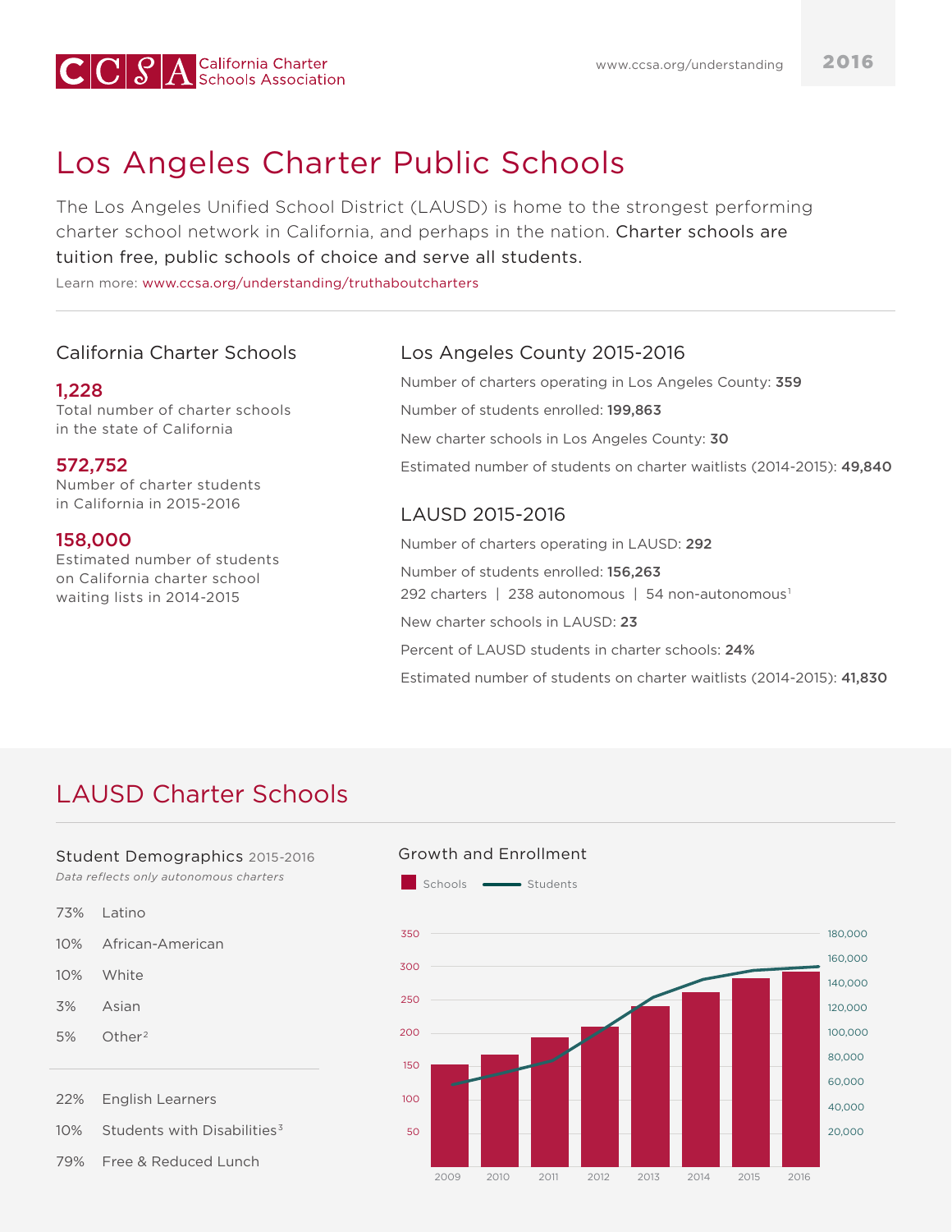CCSA California Charter Schools Association

www.ccsa.org/understanding

2016

# Los Angeles Charter Public Schools

The Los Angeles Unified School District (LAUSD) is home to the strongest performing charter school network in California, and perhaps in the nation. Charter schools are tuition free, public schools of choice and serve all students.

Learn more: www.ccsa.org/understanding/truthaboutcharters

## California Charter Schools

**1,228**
Total number of charter schools in the state of California

**572,752**
Number of charter students in California in 2015-2016

**158,000**
Estimated number of students on California charter school waiting lists in 2014-2015

## Los Angeles County 2015-2016

Number of charters operating in Los Angeles County: **359**

Number of students enrolled: **199,863**

New charter schools in Los Angeles County: **30**

Estimated number of students on charter waitlists (2014-2015): **49,840**

## LAUSD 2015-2016

Number of charters operating in LAUSD: **292**

Number of students enrolled: **156,263**
292 charters | 238 autonomous | 54 non-autonomous[1]

New charter schools in LAUSD: **23**

Percent of LAUSD students in charter schools: **24%**

Estimated number of students on charter waitlists (2014-2015): **41,830**

# LAUSD Charter Schools

### Student Demographics 2015-2016

*Data reflects only autonomous charters*

| | |
|---|---|
| 73% | Latino |
| 10% | African-American |
| 10% | White |
| 3% | Asian |
| 5% | Other[2] |

| | |
|---|---|
| 22% | English Learners |
| 10% | Students with Disabilities[3] |
| 79% | Free & Reduced Lunch |

### Growth and Enrollment

Schools — Students

Left axis (Schools): 50, 100, 150, 200, 250, 300, 350
Right axis (Students): 20,000, 40,000, 60,000, 80,000, 100,000, 120,000, 140,000, 160,000, 180,000

Years: 2009, 2010, 2011, 2012, 2013, 2014, 2015, 2016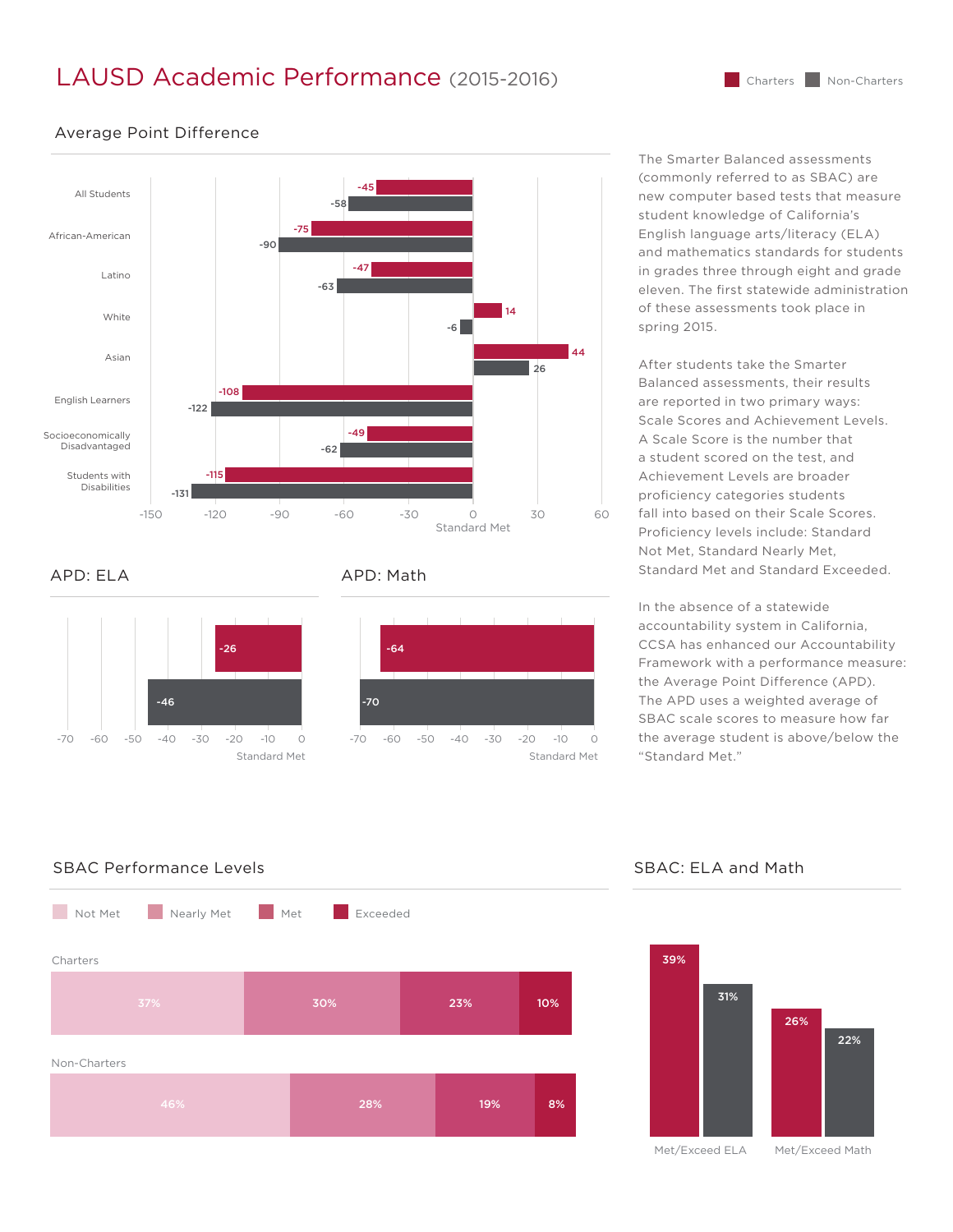# LAUSD Academic Performance (2015-2016)

Charters | Non-Charters

## Average Point Difference

| Group | Charters | Non-Charters |
| --- | --- | --- |
| All Students | -45 | -58 |
| African-American | -75 | -90 |
| Latino | -47 | -63 |
| White | 14 | -6 |
| Asian | 44 | 26 |
| English Learners | -108 | -122 |
| Socioeconomically Disadvantaged | -49 | -62 |
| Students with Disabilities | -115 | -131 |

0 = Standard Met

## APD: ELA

| | Charters | Non-Charters |
| --- | --- | --- |
| APD: ELA | -26 | -46 |

## APD: Math

| | Charters | Non-Charters |
| --- | --- | --- |
| APD: Math | -64 | -70 |

The Smarter Balanced assessments (commonly referred to as SBAC) are new computer based tests that measure student knowledge of California's English language arts/literacy (ELA) and mathematics standards for students in grades three through eight and grade eleven. The first statewide administration of these assessments took place in spring 2015.

After students take the Smarter Balanced assessments, their results are reported in two primary ways: Scale Scores and Achievement Levels. A Scale Score is the number that a student scored on the test, and Achievement Levels are broader proficiency categories students fall into based on their Scale Scores. Proficiency levels include: Standard Not Met, Standard Nearly Met, Standard Met and Standard Exceeded.

In the absence of a statewide accountability system in California, CCSA has enhanced our Accountability Framework with a performance measure: the Average Point Difference (APD). The APD uses a weighted average of SBAC scale scores to measure how far the average student is above/below the "Standard Met."

## SBAC Performance Levels

| | Not Met | Nearly Met | Met | Exceeded |
| --- | --- | --- | --- | --- |
| Charters | 37% | 30% | 23% | 10% |
| Non-Charters | 46% | 28% | 19% | 8% |

## SBAC: ELA and Math

| | Charters | Non-Charters |
| --- | --- | --- |
| Met/Exceed ELA | 39% | 31% |
| Met/Exceed Math | 26% | 22% |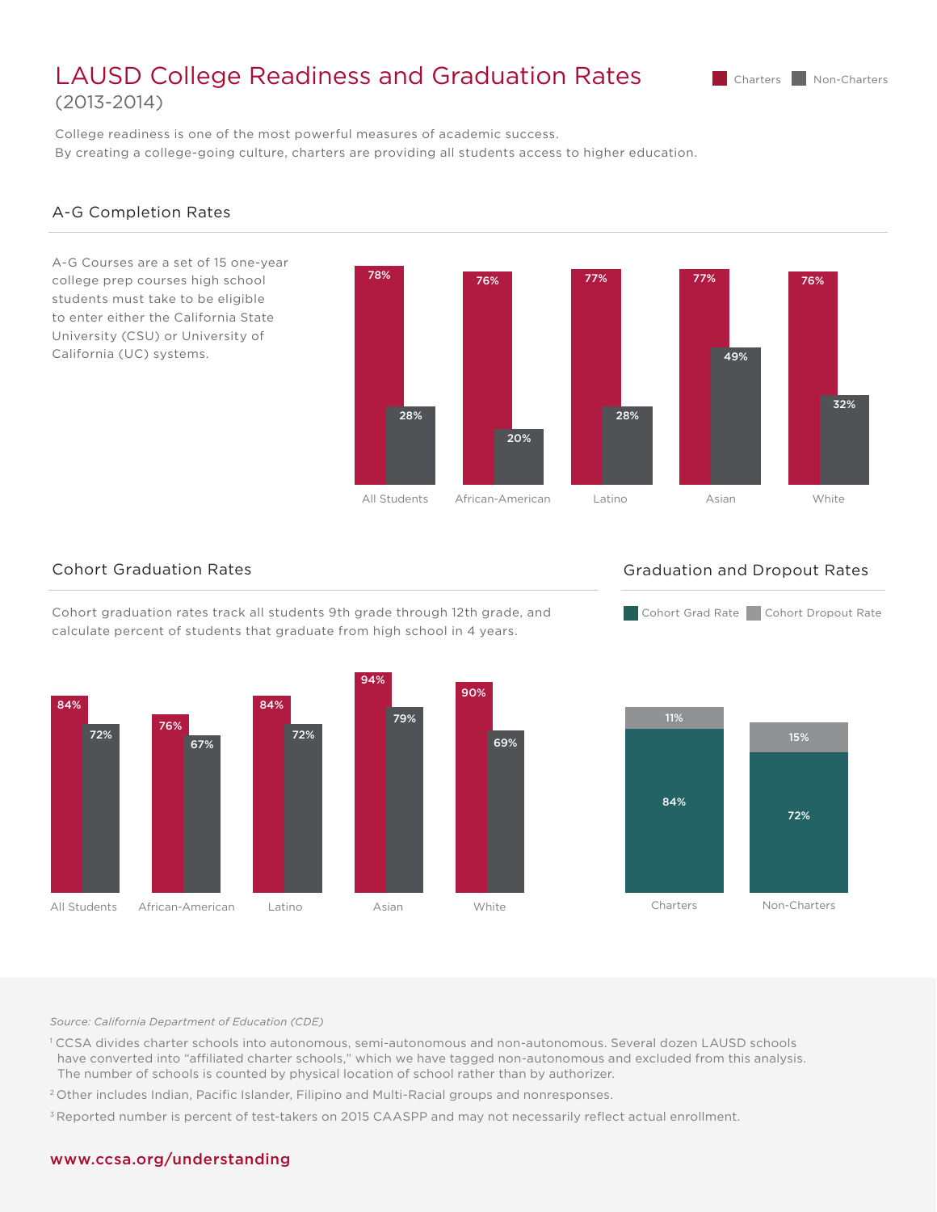# LAUSD College Readiness and Graduation Rates

(2013-2014)

Charters
Non-Charters

College readiness is one of the most powerful measures of academic success.
By creating a college-going culture, charters are providing all students access to higher education.

## A-G Completion Rates

A-G Courses are a set of 15 one-year college prep courses high school students must take to be eligible to enter either the California State University (CSU) or University of California (UC) systems.

78%
28%
All Students

76%
20%
African-American

77%
28%
Latino

77%
49%
Asian

76%
32%
White

## Cohort Graduation Rates

Cohort graduation rates track all students 9th grade through 12th grade, and calculate percent of students that graduate from high school in 4 years.

84%
72%
All Students

76%
67%
African-American

84%
72%
Latino

94%
79%
Asian

90%
69%
White

## Graduation and Dropout Rates

Cohort Grad Rate
Cohort Dropout Rate

11%
84%
Charters

15%
72%
Non-Charters

*Source: California Department of Education (CDE)*

[1] CCSA divides charter schools into autonomous, semi-autonomous and non-autonomous. Several dozen LAUSD schools have converted into “affiliated charter schools,” which we have tagged non-autonomous and excluded from this analysis. The number of schools is counted by physical location of school rather than by authorizer.

[2] Other includes Indian, Pacific Islander, Filipino and Multi-Racial groups and nonresponses.

[3] Reported number is percent of test-takers on 2015 CAASPP and may not necessarily reflect actual enrollment.

www.ccsa.org/understanding